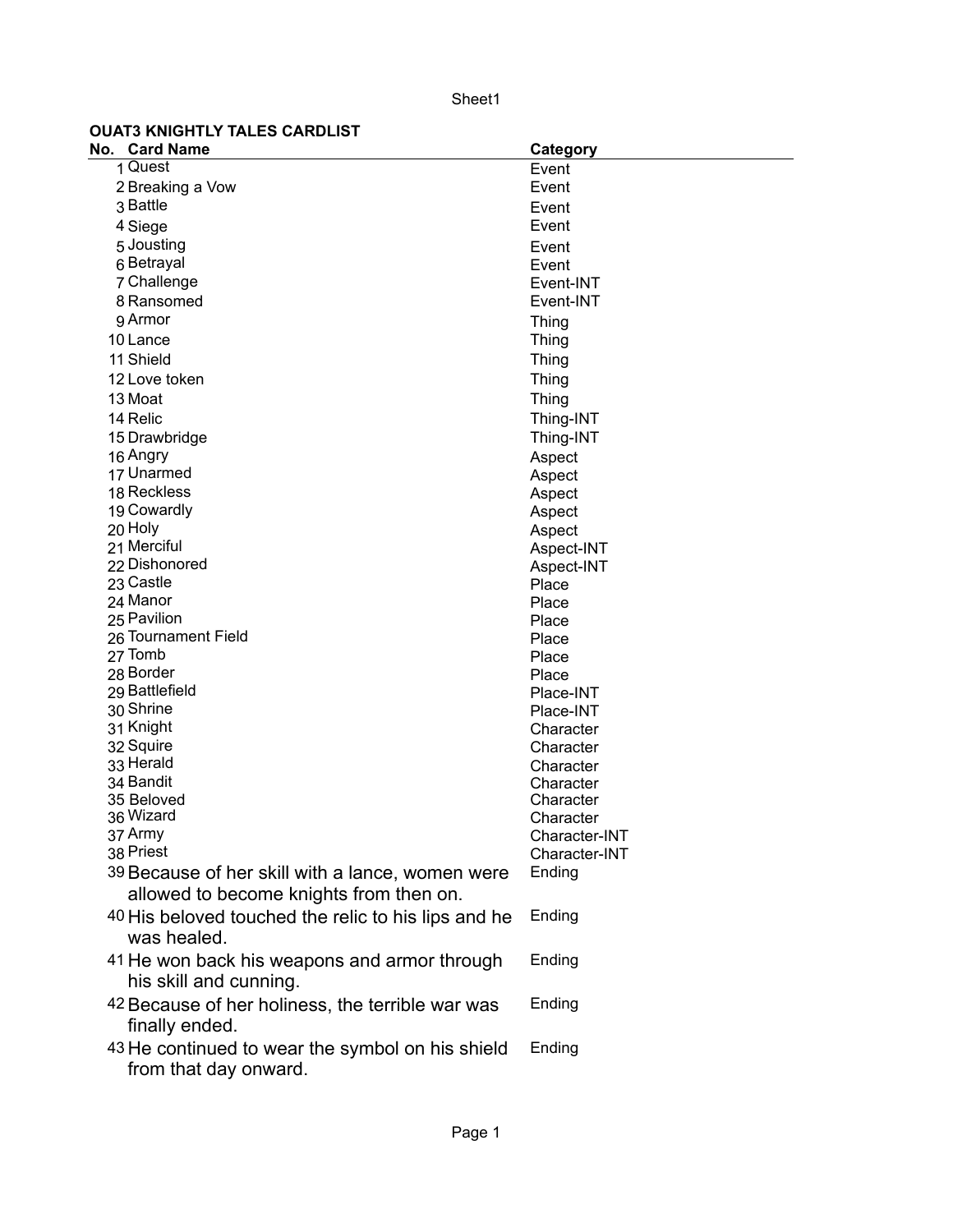## OUAT3 KNIGHTLY TALES CARDLIST

| No. | Card Name | Category |
|---|---|---|
| 1 | Quest | Event |
| 2 | Breaking a Vow | Event |
| 3 | Battle | Event |
| 4 | Siege | Event |
| 5 | Jousting | Event |
| 6 | Betrayal | Event |
| 7 | Challenge | Event-INT |
| 8 | Ransomed | Event-INT |
| 9 | Armor | Thing |
| 10 | Lance | Thing |
| 11 | Shield | Thing |
| 12 | Love token | Thing |
| 13 | Moat | Thing |
| 14 | Relic | Thing-INT |
| 15 | Drawbridge | Thing-INT |
| 16 | Angry | Aspect |
| 17 | Unarmed | Aspect |
| 18 | Reckless | Aspect |
| 19 | Cowardly | Aspect |
| 20 | Holy | Aspect |
| 21 | Merciful | Aspect-INT |
| 22 | Dishonored | Aspect-INT |
| 23 | Castle | Place |
| 24 | Manor | Place |
| 25 | Pavilion | Place |
| 26 | Tournament Field | Place |
| 27 | Tomb | Place |
| 28 | Border | Place |
| 29 | Battlefield | Place-INT |
| 30 | Shrine | Place-INT |
| 31 | Knight | Character |
| 32 | Squire | Character |
| 33 | Herald | Character |
| 34 | Bandit | Character |
| 35 | Beloved | Character |
| 36 | Wizard | Character |
| 37 | Army | Character-INT |
| 38 | Priest | Character-INT |
| 39 | Because of her skill with a lance, women were allowed to become knights from then on. | Ending |
| 40 | His beloved touched the relic to his lips and he was healed. | Ending |
| 41 | He won back his weapons and armor through his skill and cunning. | Ending |
| 42 | Because of her holiness, the terrible war was finally ended. | Ending |
| 43 | He continued to wear the symbol on his shield from that day onward. | Ending |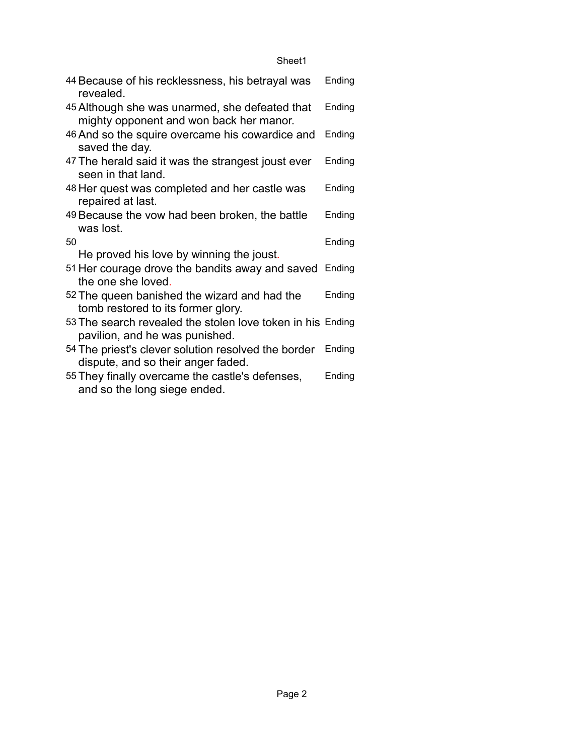| | | |
|---|---|---|
| 44 | Because of his recklessness, his betrayal was revealed. | Ending |
| 45 | Although she was unarmed, she defeated that mighty opponent and won back her manor. | Ending |
| 46 | And so the squire overcame his cowardice and saved the day. | Ending |
| 47 | The herald said it was the strangest joust ever seen in that land. | Ending |
| 48 | Her quest was completed and her castle was repaired at last. | Ending |
| 49 | Because the vow had been broken, the battle was lost. | Ending |
| 50 | He proved his love by winning the joust. | Ending |
| 51 | Her courage drove the bandits away and saved the one she loved. | Ending |
| 52 | The queen banished the wizard and had the tomb restored to its former glory. | Ending |
| 53 | The search revealed the stolen love token in his pavilion, and he was punished. | Ending |
| 54 | The priest's clever solution resolved the border dispute, and so their anger faded. | Ending |
| 55 | They finally overcame the castle's defenses, and so the long siege ended. | Ending |